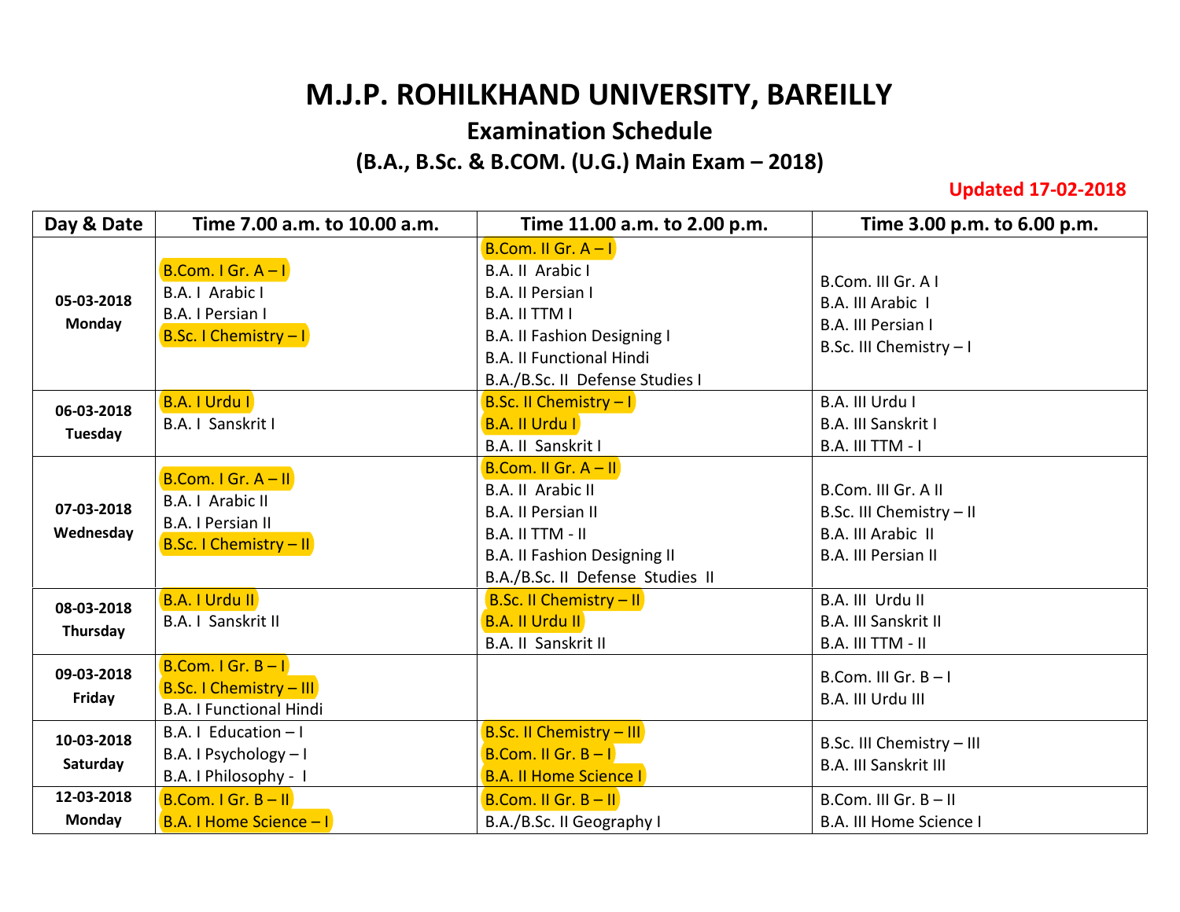# M.J.P. ROHILKHAND UNIVERSITY, BAREILLY

## Examination Schedule

### (B.A., B.Sc. & B.COM. (U.G.) Main Exam – 2018)

**Updated 17-02-2018**

| Day & Date | Time 7.00 a.m. to 10.00 a.m. | Time 11.00 a.m. to 2.00 p.m. | Time 3.00 p.m. to 6.00 p.m. |
|---|---|---|---|
| **05-03-2018 Monday** | B.Com. I Gr. A – I<br>B.A. I Arabic I<br>B.A. I Persian I<br>B.Sc. I Chemistry – I | B.Com. II Gr. A – I<br>B.A. II Arabic I<br>B.A. II Persian I<br>B.A. II TTM I<br>B.A. II Fashion Designing I<br>B.A. II Functional Hindi<br>B.A./B.Sc. II Defense Studies I | B.Com. III Gr. A I<br>B.A. III Arabic I<br>B.A. III Persian I<br>B.Sc. III Chemistry – I |
| **06-03-2018 Tuesday** | B.A. I Urdu I<br>B.A. I Sanskrit I | B.Sc. II Chemistry – I<br>B.A. II Urdu I<br>B.A. II Sanskrit I | B.A. III Urdu I<br>B.A. III Sanskrit I<br>B.A. III TTM - I |
| **07-03-2018 Wednesday** | B.Com. I Gr. A – II<br>B.A. I Arabic II<br>B.A. I Persian II<br>B.Sc. I Chemistry – II | B.Com. II Gr. A – II<br>B.A. II Arabic II<br>B.A. II Persian II<br>B.A. II TTM - II<br>B.A. II Fashion Designing II<br>B.A./B.Sc. II Defense Studies II | B.Com. III Gr. A II<br>B.Sc. III Chemistry – II<br>B.A. III Arabic II<br>B.A. III Persian II |
| **08-03-2018 Thursday** | B.A. I Urdu II<br>B.A. I Sanskrit II | B.Sc. II Chemistry – II<br>B.A. II Urdu II<br>B.A. II Sanskrit II | B.A. III Urdu II<br>B.A. III Sanskrit II<br>B.A. III TTM - II |
| **09-03-2018 Friday** | B.Com. I Gr. B – I<br>B.Sc. I Chemistry – III<br>B.A. I Functional Hindi | | B.Com. III Gr. B – I<br>B.A. III Urdu III |
| **10-03-2018 Saturday** | B.A. I Education – I<br>B.A. I Psychology – I<br>B.A. I Philosophy - I | B.Sc. II Chemistry – III<br>B.Com. II Gr. B – I<br>B.A. II Home Science I | B.Sc. III Chemistry – III<br>B.A. III Sanskrit III |
| **12-03-2018 Monday** | B.Com. I Gr. B – II<br>B.A. I Home Science – I | B.Com. II Gr. B – II<br>B.A./B.Sc. II Geography I | B.Com. III Gr. B – II<br>B.A. III Home Science I |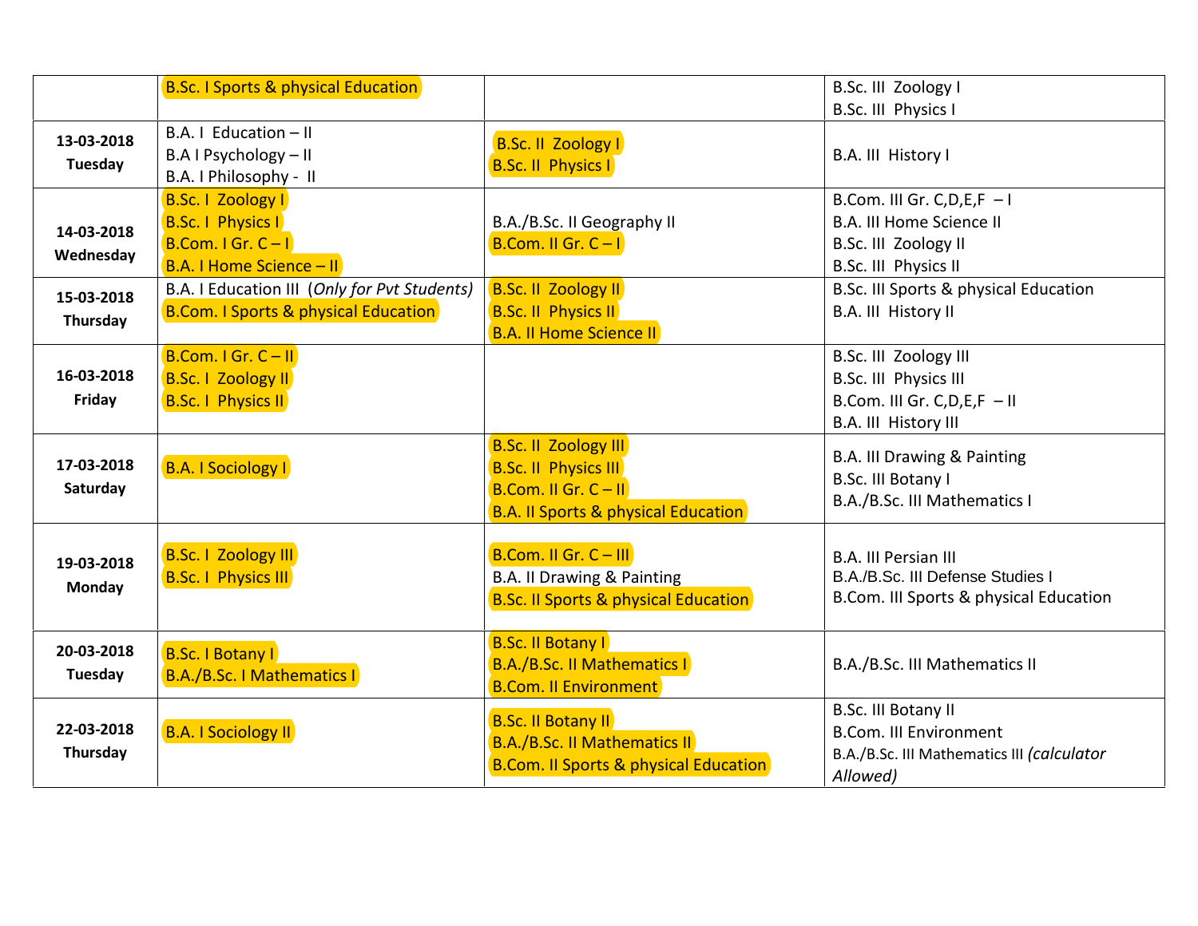| | | | |
|---|---|---|---|
| | B.Sc. I Sports & physical Education | | B.Sc. III Zoology I<br>B.Sc. III Physics I |
| **13-03-2018**<br>**Tuesday** | B.A. I Education – II<br>B.A I Psychology – II<br>B.A. I Philosophy - II | B.Sc. II Zoology I<br>B.Sc. II Physics I | B.A. III History I |
| **14-03-2018**<br>**Wednesday** | B.Sc. I Zoology I<br>B.Sc. I Physics I<br>B.Com. I Gr. C – I<br>B.A. I Home Science – II | B.A./B.Sc. II Geography II<br>B.Com. II Gr. C – I | B.Com. III Gr. C,D,E,F – I<br>B.A. III Home Science II<br>B.Sc. III Zoology II<br>B.Sc. III Physics II |
| **15-03-2018**<br>**Thursday** | B.A. I Education III (*Only for Pvt Students*)<br>B.Com. I Sports & physical Education | B.Sc. II Zoology II<br>B.Sc. II Physics II<br>B.A. II Home Science II | B.Sc. III Sports & physical Education<br>B.A. III History II |
| **16-03-2018**<br>**Friday** | B.Com. I Gr. C – II<br>B.Sc. I Zoology II<br>B.Sc. I Physics II | | B.Sc. III Zoology III<br>B.Sc. III Physics III<br>B.Com. III Gr. C,D,E,F – II<br>B.A. III History III |
| **17-03-2018**<br>**Saturday** | B.A. I Sociology I | B.Sc. II Zoology III<br>B.Sc. II Physics III<br>B.Com. II Gr. C – II<br>B.A. II Sports & physical Education | B.A. III Drawing & Painting<br>B.Sc. III Botany I<br>B.A./B.Sc. III Mathematics I |
| **19-03-2018**<br>**Monday** | B.Sc. I Zoology III<br>B.Sc. I Physics III | B.Com. II Gr. C – III<br>B.A. II Drawing & Painting<br>B.Sc. II Sports & physical Education | B.A. III Persian III<br>B.A./B.Sc. III Defense Studies I<br>B.Com. III Sports & physical Education |
| **20-03-2018**<br>**Tuesday** | B.Sc. I Botany I<br>B.A./B.Sc. I Mathematics I | B.Sc. II Botany I<br>B.A./B.Sc. II Mathematics I<br>B.Com. II Environment | B.A./B.Sc. III Mathematics II |
| **22-03-2018**<br>**Thursday** | B.A. I Sociology II | B.Sc. II Botany II<br>B.A./B.Sc. II Mathematics II<br>B.Com. II Sports & physical Education | B.Sc. III Botany II<br>B.Com. III Environment<br>B.A./B.Sc. III Mathematics III *(calculator Allowed)* |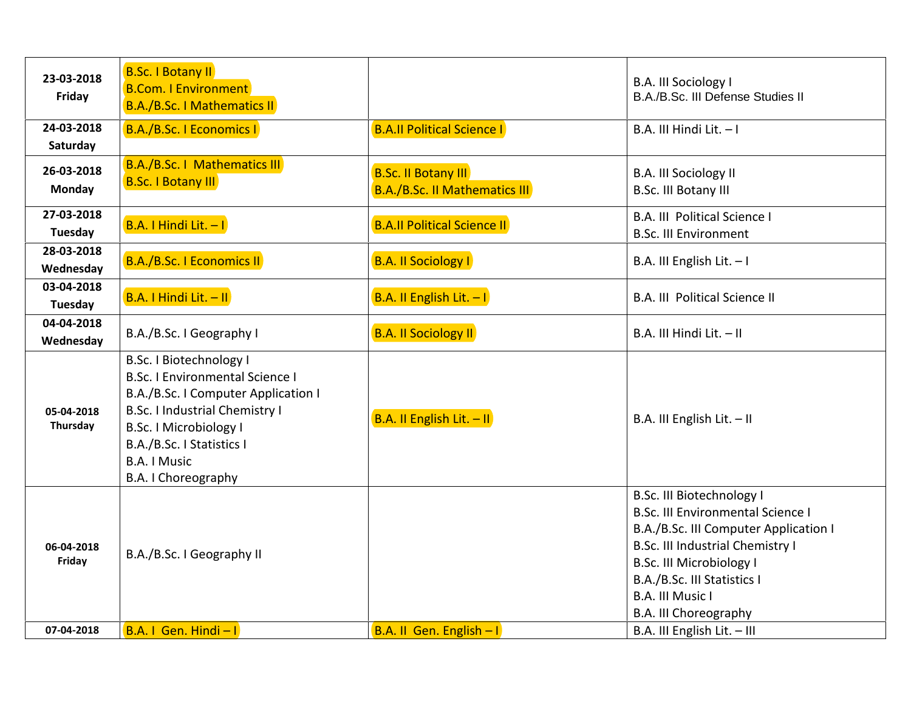| | | | |
|---|---|---|---|
| 23-03-2018 Friday | B.Sc. I Botany II<br>B.Com. I Environment<br>B.A./B.Sc. I Mathematics II | | B.A. III Sociology I<br>B.A./B.Sc. III Defense Studies II |
| 24-03-2018 Saturday | B.A./B.Sc. I Economics I | B.A.II Political Science I | B.A. III Hindi Lit. – I |
| 26-03-2018 Monday | B.A./B.Sc. I Mathematics III<br>B.Sc. I Botany III | B.Sc. II Botany III<br>B.A./B.Sc. II Mathematics III | B.A. III Sociology II<br>B.Sc. III Botany III |
| 27-03-2018 Tuesday | B.A. I Hindi Lit. – I | B.A.II Political Science II | B.A. III Political Science I<br>B.Sc. III Environment |
| 28-03-2018 Wednesday | B.A./B.Sc. I Economics II | B.A. II Sociology I | B.A. III English Lit. – I |
| 03-04-2018 Tuesday | B.A. I Hindi Lit. – II | B.A. II English Lit. – I | B.A. III Political Science II |
| 04-04-2018 Wednesday | B.A./B.Sc. I Geography I | B.A. II Sociology II | B.A. III Hindi Lit. – II |
| 05-04-2018 Thursday | B.Sc. I Biotechnology I<br>B.Sc. I Environmental Science I<br>B.A./B.Sc. I Computer Application I<br>B.Sc. I Industrial Chemistry I<br>B.Sc. I Microbiology I<br>B.A./B.Sc. I Statistics I<br>B.A. I Music<br>B.A. I Choreography | B.A. II English Lit. – II | B.A. III English Lit. – II |
| 06-04-2018 Friday | B.A./B.Sc. I Geography II | | B.Sc. III Biotechnology I<br>B.Sc. III Environmental Science I<br>B.A./B.Sc. III Computer Application I<br>B.Sc. III Industrial Chemistry I<br>B.Sc. III Microbiology I<br>B.A./B.Sc. III Statistics I<br>B.A. III Music I<br>B.A. III Choreography |
| 07-04-2018 | B.A. I Gen. Hindi – I | B.A. II Gen. English – I | B.A. III English Lit. – III |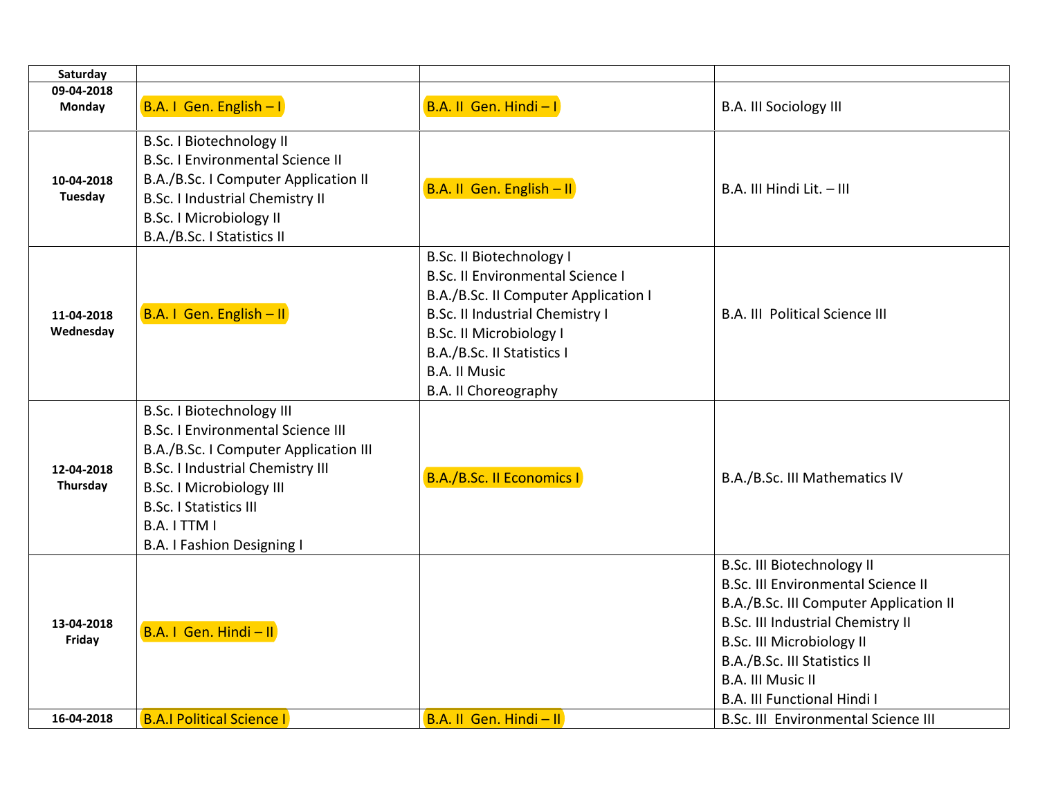| Saturday | | | |
|---|---|---|---|
| 09-04-2018 Monday | B.A. I Gen. English – I | B.A. II Gen. Hindi – I | B.A. III Sociology III |
| 10-04-2018 Tuesday | B.Sc. I Biotechnology II<br>B.Sc. I Environmental Science II<br>B.A./B.Sc. I Computer Application II<br>B.Sc. I Industrial Chemistry II<br>B.Sc. I Microbiology II<br>B.A./B.Sc. I Statistics II | B.A. II Gen. English – II | B.A. III Hindi Lit. – III |
| 11-04-2018 Wednesday | B.A. I Gen. English – II | B.Sc. II Biotechnology I<br>B.Sc. II Environmental Science I<br>B.A./B.Sc. II Computer Application I<br>B.Sc. II Industrial Chemistry I<br>B.Sc. II Microbiology I<br>B.A./B.Sc. II Statistics I<br>B.A. II Music<br>B.A. II Choreography | B.A. III Political Science III |
| 12-04-2018 Thursday | B.Sc. I Biotechnology III<br>B.Sc. I Environmental Science III<br>B.A./B.Sc. I Computer Application III<br>B.Sc. I Industrial Chemistry III<br>B.Sc. I Microbiology III<br>B.Sc. I Statistics III<br>B.A. I TTM I<br>B.A. I Fashion Designing I | B.A./B.Sc. II Economics I | B.A./B.Sc. III Mathematics IV |
| 13-04-2018 Friday | B.A. I Gen. Hindi – II | | B.Sc. III Biotechnology II<br>B.Sc. III Environmental Science II<br>B.A./B.Sc. III Computer Application II<br>B.Sc. III Industrial Chemistry II<br>B.Sc. III Microbiology II<br>B.A./B.Sc. III Statistics II<br>B.A. III Music II<br>B.A. III Functional Hindi I |
| 16-04-2018 | B.A.I Political Science I | B.A. II Gen. Hindi – II | B.Sc. III Environmental Science III |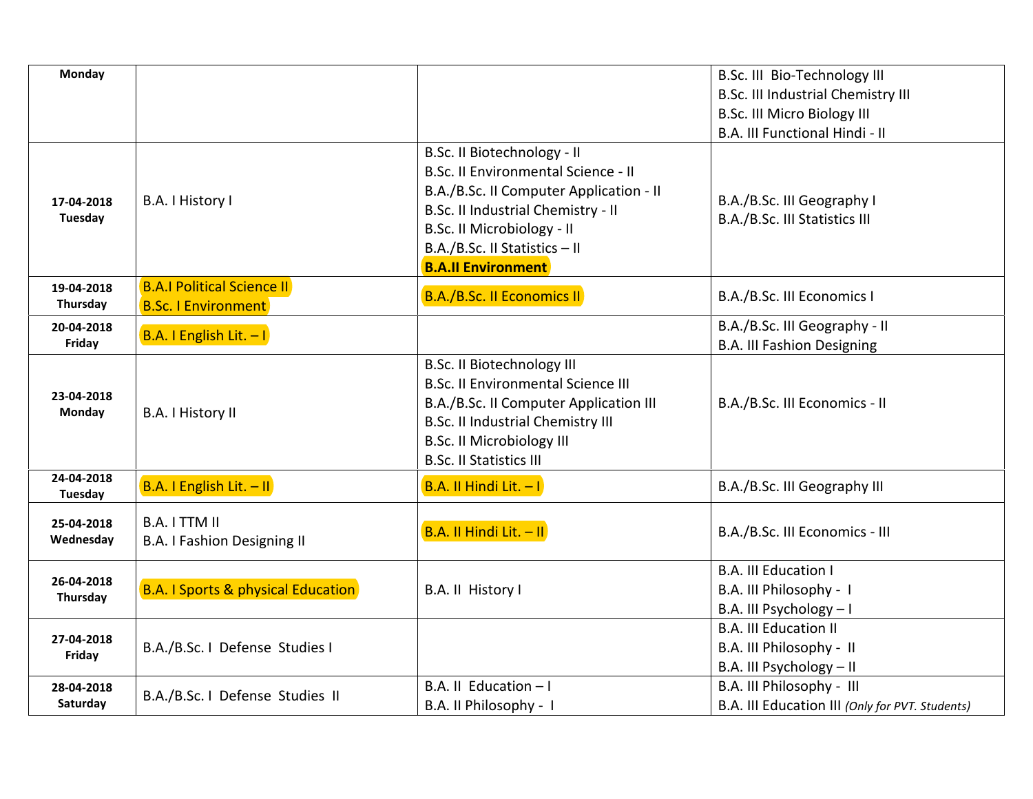| | | | |
|---|---|---|---|
| **Monday** | | | B.Sc. III Bio-Technology III<br>B.Sc. III Industrial Chemistry III<br>B.Sc. III Micro Biology III<br>B.A. III Functional Hindi - II |
| **17-04-2018 Tuesday** | B.A. I History I | B.Sc. II Biotechnology - II<br>B.Sc. II Environmental Science - II<br>B.A./B.Sc. II Computer Application - II<br>B.Sc. II Industrial Chemistry - II<br>B.Sc. II Microbiology - II<br>B.A./B.Sc. II Statistics – II<br>**B.A.II Environment** | B.A./B.Sc. III Geography I<br>B.A./B.Sc. III Statistics III |
| **19-04-2018 Thursday** | B.A.I Political Science II<br>B.Sc. I Environment | B.A./B.Sc. II Economics II | B.A./B.Sc. III Economics I |
| **20-04-2018 Friday** | B.A. I English Lit. – I | | B.A./B.Sc. III Geography - II<br>B.A. III Fashion Designing |
| **23-04-2018 Monday** | B.A. I History II | B.Sc. II Biotechnology III<br>B.Sc. II Environmental Science III<br>B.A./B.Sc. II Computer Application III<br>B.Sc. II Industrial Chemistry III<br>B.Sc. II Microbiology III<br>B.Sc. II Statistics III | B.A./B.Sc. III Economics - II |
| **24-04-2018 Tuesday** | B.A. I English Lit. – II | B.A. II Hindi Lit. – I | B.A./B.Sc. III Geography III |
| **25-04-2018 Wednesday** | B.A. I TTM II<br>B.A. I Fashion Designing II | B.A. II Hindi Lit. – II | B.A./B.Sc. III Economics - III |
| **26-04-2018 Thursday** | B.A. I Sports & physical Education | B.A. II History I | B.A. III Education I<br>B.A. III Philosophy - I<br>B.A. III Psychology – I |
| **27-04-2018 Friday** | B.A./B.Sc. I Defense Studies I | | B.A. III Education II<br>B.A. III Philosophy - II<br>B.A. III Psychology – II |
| **28-04-2018 Saturday** | B.A./B.Sc. I Defense Studies II | B.A. II Education – I<br>B.A. II Philosophy - I | B.A. III Philosophy - III<br>B.A. III Education III *(Only for PVT. Students)* |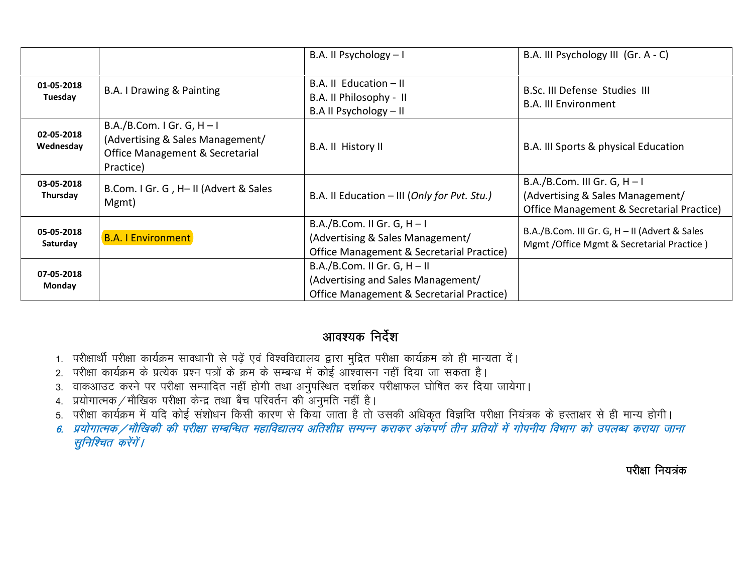| | | | |
|---|---|---|---|
| | | B.A. II Psychology – I | B.A. III Psychology III (Gr. A - C) |
| **01-05-2018 Tuesday** | B.A. I Drawing & Painting | B.A. II Education – II<br>B.A. II Philosophy - II<br>B.A II Psychology – II | B.Sc. III Defense Studies III<br>B.A. III Environment |
| **02-05-2018 Wednesday** | B.A./B.Com. I Gr. G, H – I (Advertising & Sales Management/ Office Management & Secretarial Practice) | B.A. II History II | B.A. III Sports & physical Education |
| **03-05-2018 Thursday** | B.Com. I Gr. G , H– II (Advert & Sales Mgmt) | B.A. II Education – III (*Only for Pvt. Stu.)* | B.A./B.Com. III Gr. G, H – I<br>(Advertising & Sales Management/<br>Office Management & Secretarial Practice) |
| **05-05-2018 Saturday** | B.A. I Environment | B.A./B.Com. II Gr. G, H – I<br>(Advertising & Sales Management/<br>Office Management & Secretarial Practice) | B.A./B.Com. III Gr. G, H – II (Advert & Sales Mgmt /Office Mgmt & Secretarial Practice ) |
| **07-05-2018 Monday** | | B.A./B.Com. II Gr. G, H – II<br>(Advertising and Sales Management/<br>Office Management & Secretarial Practice) | |

## आवश्यक निर्देश

1. परीक्षार्थी परीक्षा कार्यक्रम सावधानी से पढ़ें एवं विश्वविद्यालय द्वारा मुद्रित परीक्षा कार्यक्रम को ही मान्यता दें।
2. परीक्षा कार्यक्रम के प्रत्येक प्रश्न पत्रों के क्रम के सम्बन्ध में कोई आश्वासन नहीं दिया जा सकता है।
3. वाकआउट करने पर परीक्षा सम्पादित नहीं होगी तथा अनुपस्थित दर्शाकर परीक्षाफल घोषित कर दिया जायेगा।
4. प्रयोगात्मक/मौखिक परीक्षा केन्द्र तथा बैच परिवर्तन की अनुमति नहीं है।
5. परीक्षा कार्यक्रम में यदि कोई संशोधन किसी कारण से किया जाता है तो उसकी अधिकृत विज्ञप्ति परीक्षा नियंत्रक के हस्ताक्षर से ही मान्य होगी।
6. *प्रयोगात्मक/मौखिकी की परीक्षा सम्बन्धित महाविद्यालय अतिशीघ्र सम्पन्न कराकर अंकपर्ण तीन प्रतियों में गोपनीय विभाग को उपलब्ध कराया जाना सुनिश्चित करेंगें।*

**परीक्षा नियत्रंक**